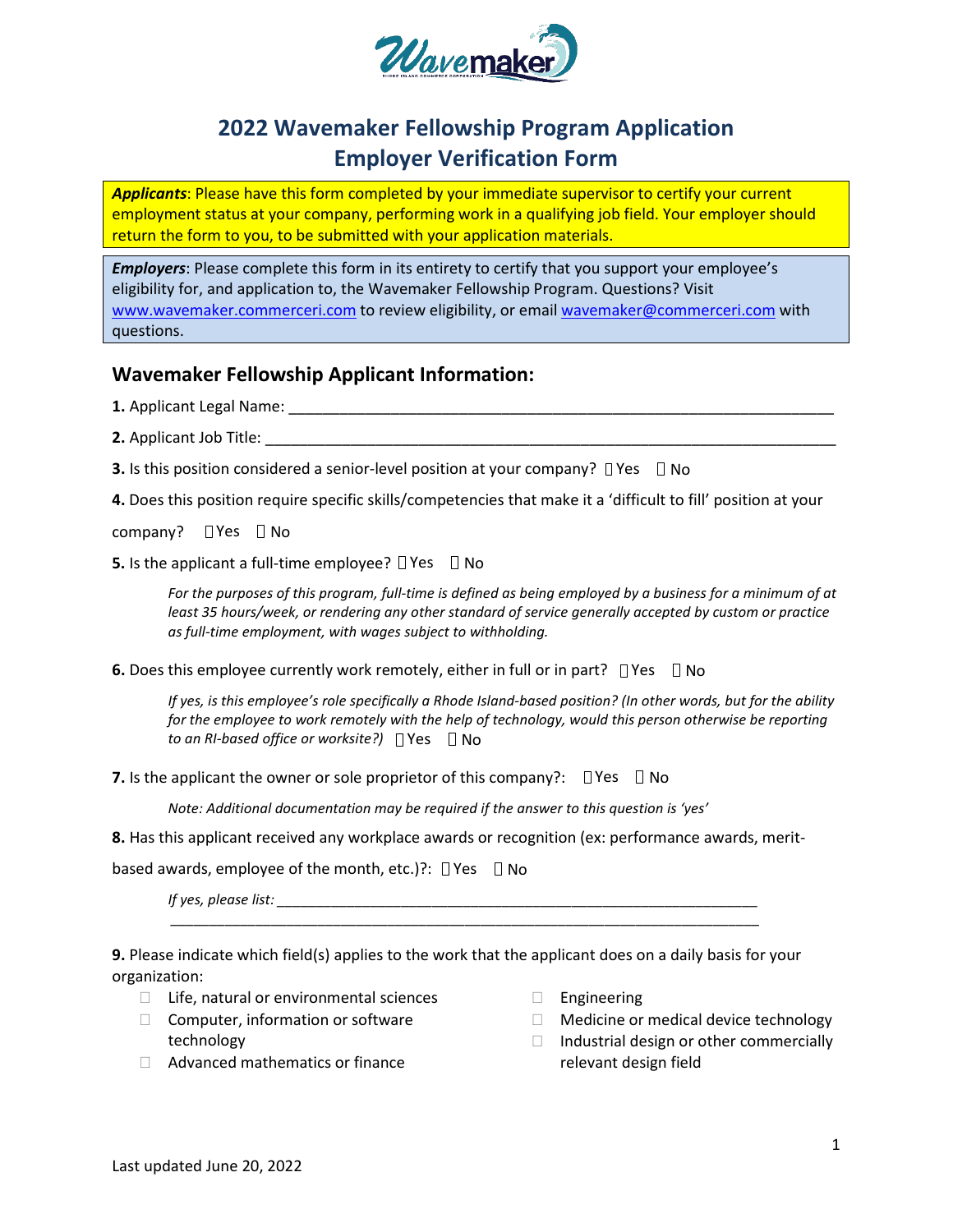# 2022 Wavemaker Fellowship Program Application
# Employer Verification Form

***Applicants***: Please have this form completed by your immediate supervisor to certify your current employment status at your company, performing work in a qualifying job field. Your employer should return the form to you, to be submitted with your application materials.

***Employers***: Please complete this form in its entirety to certify that you support your employee's eligibility for, and application to, the Wavemaker Fellowship Program. Questions? Visit www.wavemaker.commerceri.com to review eligibility, or email wavemaker@commerceri.com with questions.

## Wavemaker Fellowship Applicant Information:

**1.** Applicant Legal Name: ____________________________________________________________

**2.** Applicant Job Title: ______________________________________________________________

**3.** Is this position considered a senior-level position at your company? ☐ Yes ☐ No

**4.** Does this position require specific skills/competencies that make it a 'difficult to fill' position at your company? ☐ Yes ☐ No

**5.** Is the applicant a full-time employee? ☐ Yes ☐ No

*For the purposes of this program, full-time is defined as being employed by a business for a minimum of at least 35 hours/week, or rendering any other standard of service generally accepted by custom or practice as full-time employment, with wages subject to withholding.*

**6.** Does this employee currently work remotely, either in full or in part? ☐ Yes ☐ No

*If yes, is this employee's role specifically a Rhode Island-based position? (In other words, but for the ability for the employee to work remotely with the help of technology, would this person otherwise be reporting to an RI-based office or worksite?)* ☐ Yes ☐ No

**7.** Is the applicant the owner or sole proprietor of this company?: ☐ Yes ☐ No

*Note: Additional documentation may be required if the answer to this question is 'yes'*

**8.** Has this applicant received any workplace awards or recognition (ex: performance awards, merit-based awards, employee of the month, etc.)?: ☐ Yes ☐ No

*If yes, please list:* ____________________________________________________________
______________________________________________________________________________

**9.** Please indicate which field(s) applies to the work that the applicant does on a daily basis for your organization:

- ☐ Life, natural or environmental sciences
- ☐ Computer, information or software technology
- ☐ Advanced mathematics or finance
- ☐ Engineering
- ☐ Medicine or medical device technology
- ☐ Industrial design or other commercially relevant design field

Last updated June 20, 2022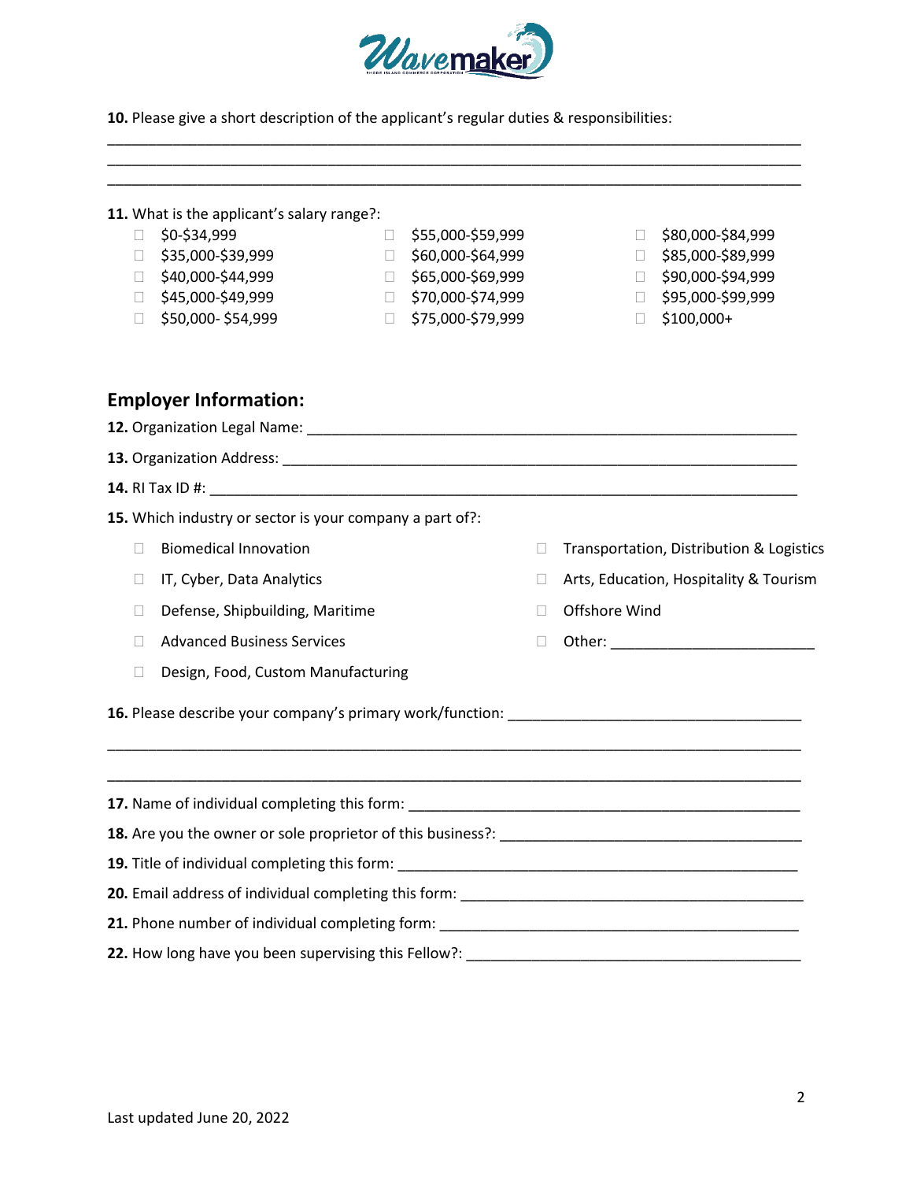**10.** Please give a short description of the applicant's regular duties & responsibilities:

______________________________________________________________________________
______________________________________________________________________________
______________________________________________________________________________

**11.** What is the applicant's salary range?:

- ☐ $0-$34,999
- ☐ $35,000-$39,999
- ☐ $40,000-$44,999
- ☐ $45,000-$49,999
- ☐ $50,000- $54,999
- ☐ $55,000-$59,999
- ☐ $60,000-$64,999
- ☐ $65,000-$69,999
- ☐ $70,000-$74,999
- ☐ $75,000-$79,999
- ☐ $80,000-$84,999
- ☐ $85,000-$89,999
- ☐ $90,000-$94,999
- ☐ $95,000-$99,999
- ☐ $100,000+

## Employer Information:

**12.** Organization Legal Name: ___________________________________________________________

**13.** Organization Address: ______________________________________________________________

**14.** RI Tax ID #: _____________________________________________________________________

**15.** Which industry or sector is your company a part of?:

- ☐ Biomedical Innovation
- ☐ IT, Cyber, Data Analytics
- ☐ Defense, Shipbuilding, Maritime
- ☐ Advanced Business Services
- ☐ Design, Food, Custom Manufacturing
- ☐ Transportation, Distribution & Logistics
- ☐ Arts, Education, Hospitality & Tourism
- ☐ Offshore Wind
- ☐ Other: ________________________

**16.** Please describe your company's primary work/function: ___________________________________

______________________________________________________________________________
______________________________________________________________________________

**17.** Name of individual completing this form: ______________________________________________

**18.** Are you the owner or sole proprietor of this business?: _________________________________

**19.** Title of individual completing this form: _______________________________________________

**20.** Email address of individual completing this form: ________________________________________

**21.** Phone number of individual completing form: ___________________________________________

**22.** How long have you been supervising this Fellow?: ________________________________________

Last updated June 20, 2022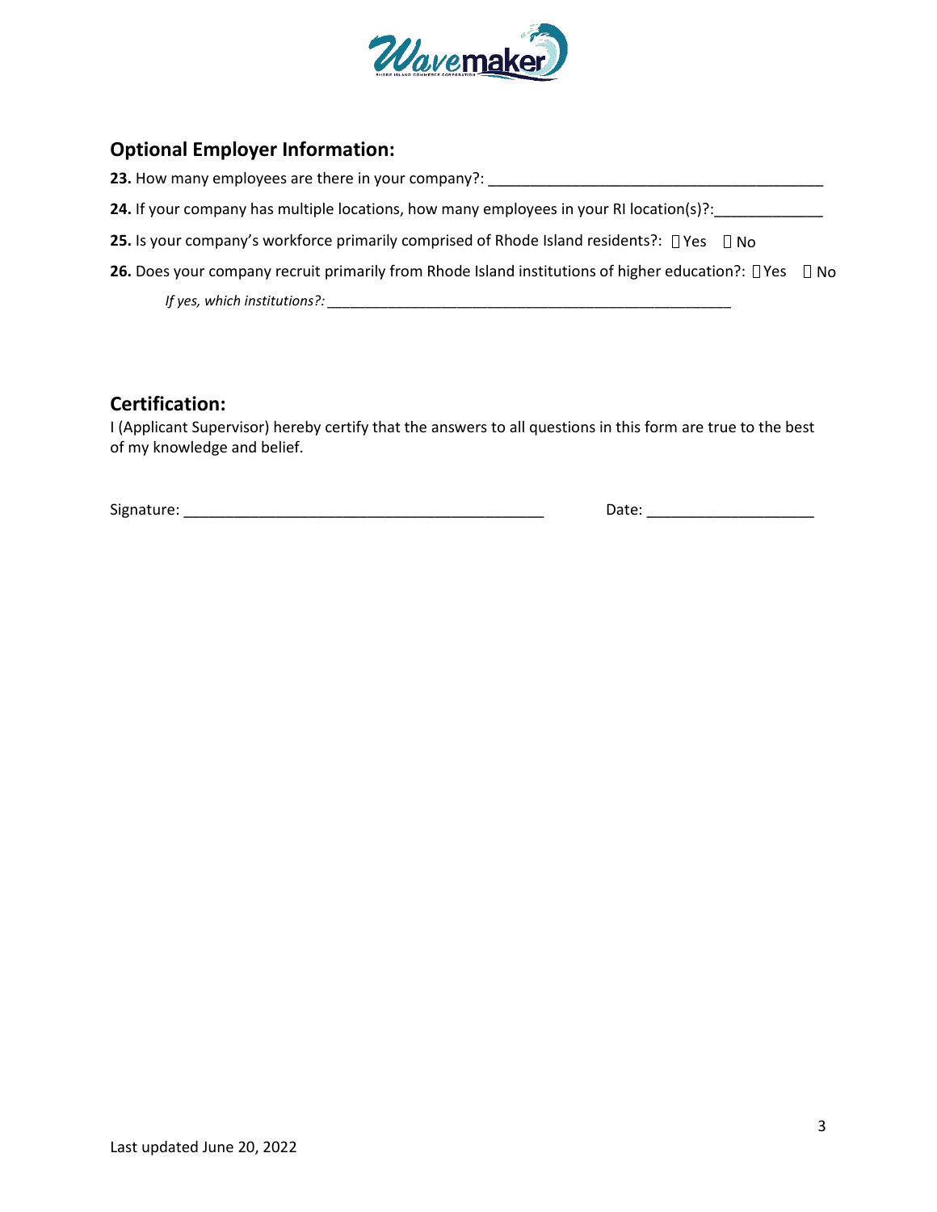## Optional Employer Information:

**23.** How many employees are there in your company?: ________________________________________

**24.** If your company has multiple locations, how many employees in your RI location(s)?:_____________

**25.** Is your company's workforce primarily comprised of Rhode Island residents?: ☐ Yes ☐ No

**26.** Does your company recruit primarily from Rhode Island institutions of higher education?: ☐ Yes ☐ No

*If yes, which institutions?:* ____________________________________________________

## Certification:

I (Applicant Supervisor) hereby certify that the answers to all questions in this form are true to the best of my knowledge and belief.

Signature: ___________________________________________ Date: ____________________

Last updated June 20, 2022